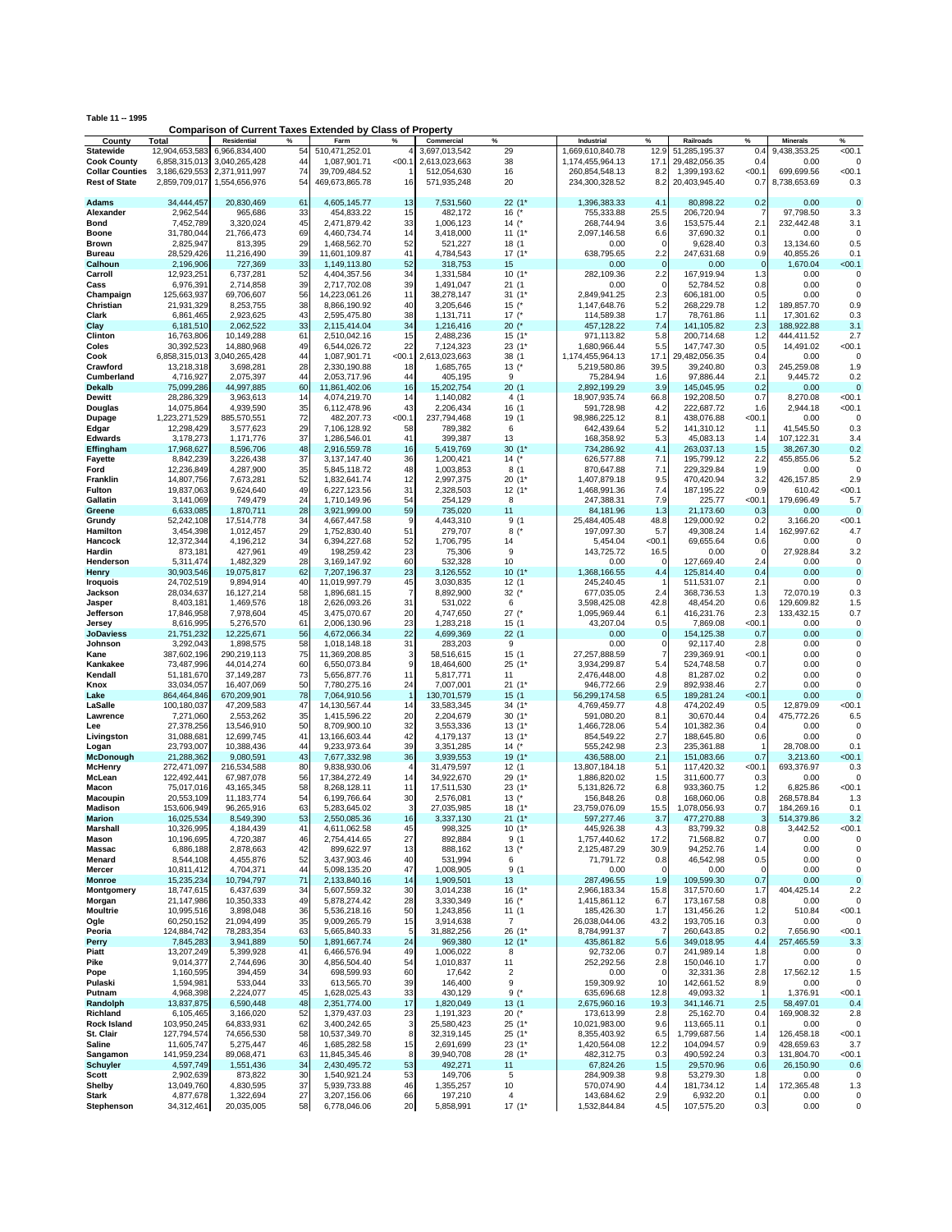**Table 11 -- 1995**

**Comparison of Current Taxes Extended by Class of Property**

| County | Total | Residential | % | Farm | % | Commercial | % | Industrial | % | Railroads | % | Minerals | % |
|---|---|---|---|---|---|---|---|---|---|---|---|---|---|
| **Statewide** | 12,904,653,583 | 6,966,834,400 | 54 | 510,471,252.01 | 4 | 3,697,013,542 | 29 | 1,669,610,840.78 | 12.9 | 51,285,195.37 | 0.4 | 9,438,353.25 | <00.1 |
| **Cook County** | 6,858,315,013 | 3,040,265,428 | 44 | 1,087,901.71 | <00.1 | 2,613,023,663 | 38 | 1,174,455,964.13 | 17.1 | 29,482,056.35 | 0.4 | 0.00 | 0 |
| **Collar Counties** | 3,186,629,553 | 2,371,911,997 | 74 | 39,709,484.52 | 1 | 512,054,630 | 16 | 260,854,548.13 | 8.2 | 1,399,193.62 | <00.1 | 699,699.56 | <00.1 |
| **Rest of State** | 2,859,709,017 | 1,554,656,976 | 54 | 469,673,865.78 | 16 | 571,935,248 | 20 | 234,300,328.52 | 8.2 | 20,403,945.40 | 0.7 | 8,738,653.69 | 0.3 |
| **Adams** | 34,444,457 | 20,830,469 | 61 | 4,605,145.77 | 13 | 7,531,560 | 22 (1* | 1,396,383.33 | 4.1 | 80,898.22 | 0.2 | 0.00 | 0 |
| **Alexander** | 2,962,544 | 965,686 | 33 | 454,833.22 | 15 | 482,172 | 16 (* | 755,333.88 | 25.5 | 206,720.94 | 7 | 97,798.50 | 3.3 |
| **Bond** | 7,452,789 | 3,320,024 | 45 | 2,471,879.42 | 33 | 1,006,123 | 14 (* | 268,744.94 | 3.6 | 153,575.44 | 2.1 | 232,442.48 | 3.1 |
| **Boone** | 31,780,044 | 21,766,473 | 69 | 4,460,734.74 | 14 | 3,418,000 | 11 (* | 2,097,146.58 | 6.6 | 37,690.32 | 0.1 | 0.00 | 0 |
| **Brown** | 2,825,947 | 813,395 | 29 | 1,468,562.70 | 52 | 521,227 | 18 (1 | 0.00 | 0 | 9,628.40 | 0.3 | 13,134.60 | 0.5 |
| **Bureau** | 28,529,426 | 11,216,490 | 39 | 11,601,109.87 | 41 | 4,784,543 | 17 (1* | 638,795.65 | 2.2 | 247,631.68 | 0.9 | 40,855.26 | 0.1 |
| **Calhoun** | 2,196,906 | 727,369 | 33 | 1,149,113.80 | 52 | 318,753 | 15 | 0.00 | 0 | 0.00 | 0 | 1,670.04 | <00.1 |
| **Carroll** | 12,923,251 | 6,737,281 | 52 | 4,404,357.56 | 34 | 1,331,584 | 10 (1* | 282,109.36 | 2.2 | 167,919.94 | 1.3 | 0.00 | 0 |
| **Cass** | 6,976,391 | 2,714,858 | 39 | 2,717,702.08 | 39 | 1,491,047 | 21 (1 | 0.00 | 0 | 52,784.52 | 0.8 | 0.00 | 0 |
| **Champaign** | 125,663,937 | 69,706,607 | 56 | 14,223,061.26 | 11 | 38,278,147 | 31 (1* | 2,849,941.25 | 2.3 | 606,181.00 | 0.5 | 0.00 | 0 |
| **Christian** | 21,931,329 | 8,253,755 | 38 | 8,866,190.92 | 40 | 3,205,646 | 15 (* | 1,147,648.76 | 5.2 | 268,229.78 | 1.2 | 189,857.70 | 0.9 |
| **Clark** | 6,861,465 | 2,923,625 | 43 | 2,595,475.80 | 38 | 1,131,711 | 17 (* | 114,589.38 | 1.7 | 78,761.86 | 1.1 | 17,301.62 | 0.3 |
| **Clay** | 6,181,510 | 2,062,522 | 33 | 2,115,414.04 | 34 | 1,216,416 | 20 (* | 457,128.22 | 7.4 | 141,105.82 | 2.3 | 188,922.88 | 3.1 |
| **Clinton** | 16,763,806 | 10,149,288 | 61 | 2,510,042.16 | 15 | 2,488,236 | 15 (1* | 971,113.82 | 5.8 | 200,714.68 | 1.2 | 444,411.52 | 2.7 |
| **Coles** | 30,392,523 | 14,880,968 | 49 | 6,544,026.72 | 22 | 7,124,323 | 23 (1* | 1,680,966.44 | 5.5 | 147,747.30 | 0.5 | 14,491.02 | <00.1 |
| **Cook** | 6,858,315,013 | 3,040,265,428 | 44 | 1,087,901.71 | <00.1 | 2,613,023,663 | 38 (1 | 1,174,455,964.13 | 17.1 | 29,482,056.35 | 0.4 | 0.00 | 0 |
| **Crawford** | 13,218,318 | 3,698,281 | 28 | 2,330,190.88 | 18 | 1,685,765 | 13 (* | 5,219,580.86 | 39.5 | 39,240.80 | 0.3 | 245,259.08 | 1.9 |
| **Cumberland** | 4,716,927 | 2,075,397 | 44 | 2,053,717.96 | 44 | 405,195 | 9 | 75,284.94 | 1.6 | 97,886.44 | 2.1 | 9,445.72 | 0.2 |
| **Dekalb** | 75,099,286 | 44,997,885 | 60 | 11,861,402.06 | 16 | 15,202,754 | 20 (1 | 2,892,199.29 | 3.9 | 145,045.95 | 0.2 | 0.00 | 0 |
| **Dewitt** | 28,286,329 | 3,963,613 | 14 | 4,074,219.70 | 14 | 1,140,082 | 4 (1 | 18,907,935.74 | 66.8 | 192,208.50 | 0.7 | 8,270.08 | <00.1 |
| **Douglas** | 14,075,864 | 4,939,590 | 35 | 6,112,478.96 | 43 | 2,206,434 | 16 (1 | 591,728.98 | 4.2 | 222,687.72 | 1.6 | 2,944.18 | <00.1 |
| **Dupage** | 1,223,271,529 | 885,570,551 | 72 | 482,207.73 | <00.1 | 237,794,468 | 19 (1 | 98,986,225.12 | 8.1 | 438,076.88 | <00.1 | 0.00 | 0 |
| **Edgar** | 12,298,429 | 3,577,623 | 29 | 7,106,128.92 | 58 | 789,382 | 6 | 642,439.64 | 5.2 | 141,310.12 | 1.1 | 41,545.50 | 0.3 |
| **Edwards** | 3,178,273 | 1,171,776 | 37 | 1,286,546.01 | 41 | 399,387 | 13 | 168,358.92 | 5.3 | 45,083.13 | 1.4 | 107,122.31 | 3.4 |
| **Effingham** | 17,968,627 | 8,596,706 | 48 | 2,916,559.78 | 16 | 5,419,769 | 30 (1* | 734,286.92 | 4.1 | 263,037.13 | 1.5 | 38,267.30 | 0.2 |
| **Fayette** | 8,842,239 | 3,226,438 | 37 | 3,137,147.40 | 36 | 1,200,421 | 14 (* | 626,577.88 | 7.1 | 195,799.12 | 2.2 | 455,855.06 | 5.2 |
| **Ford** | 12,236,849 | 4,287,900 | 35 | 5,845,118.72 | 48 | 1,003,853 | 8 (1 | 870,647.88 | 7.1 | 229,329.84 | 1.9 | 0.00 | 0 |
| **Franklin** | 14,807,756 | 7,673,281 | 52 | 1,832,641.74 | 12 | 2,997,375 | 20 (1* | 1,407,879.18 | 9.5 | 470,420.94 | 3.2 | 426,157.85 | 2.9 |
| **Fulton** | 19,837,063 | 9,624,640 | 49 | 6,227,123.56 | 31 | 2,328,503 | 12 (1* | 1,468,991.36 | 7.4 | 187,195.22 | 0.9 | 610.42 | <00.1 |
| **Gallatin** | 3,141,069 | 749,479 | 24 | 1,710,149.96 | 54 | 254,129 | 8 | 247,388.31 | 7.9 | 225.77 | <00.1 | 179,696.49 | 5.7 |
| **Greene** | 6,633,085 | 1,870,711 | 28 | 3,921,999.00 | 59 | 735,020 | 11 | 84,181.96 | 1.3 | 21,173.60 | 0.3 | 0.00 | 0 |
| **Grundy** | 52,242,108 | 17,514,778 | 34 | 4,667,447.58 | 9 | 4,443,310 | 9 (1 | 25,484,405.48 | 48.8 | 129,000.92 | 0.2 | 3,166.20 | <00.1 |
| **Hamilton** | 3,454,398 | 1,012,457 | 29 | 1,752,830.40 | 51 | 279,707 | 8 (* | 197,097.30 | 5.7 | 49,308.24 | 1.4 | 162,997.62 | 4.7 |
| **Hancock** | 12,372,344 | 4,196,212 | 34 | 6,394,227.68 | 52 | 1,706,795 | 14 | 5,454.04 | <00.1 | 69,655.64 | 0.6 | 0.00 | 0 |
| **Hardin** | 873,181 | 427,961 | 49 | 198,259.42 | 23 | 75,306 | 9 | 143,725.72 | 16.5 | 0.00 | 0 | 27,928.84 | 3.2 |
| **Henderson** | 5,311,474 | 1,482,329 | 28 | 3,169,147.92 | 60 | 532,328 | 10 | 0.00 | 0 | 127,669.40 | 2.4 | 0.00 | 0 |
| **Henry** | 30,903,546 | 19,075,817 | 62 | 7,207,196.37 | 23 | 3,126,552 | 10 (1* | 1,368,166.55 | 4.4 | 125,814.40 | 0.4 | 0.00 | 0 |
| **Iroquois** | 24,702,519 | 9,894,914 | 40 | 11,019,997.79 | 45 | 3,030,835 | 12 (1 | 245,240.45 | 1 | 511,531.07 | 2.1 | 0.00 | 0 |
| **Jackson** | 28,034,637 | 16,127,214 | 58 | 1,896,681.15 | 7 | 8,892,900 | 32 (* | 677,035.05 | 2.4 | 368,736.53 | 1.3 | 72,070.19 | 0.3 |
| **Jasper** | 8,403,181 | 1,469,576 | 18 | 2,626,093.26 | 31 | 531,022 | 6 | 3,598,425.08 | 42.8 | 48,454.20 | 0.6 | 129,609.82 | 1.5 |
| **Jefferson** | 17,846,958 | 7,978,604 | 45 | 3,475,070.67 | 20 | 4,747,650 | 27 (* | 1,095,969.44 | 6.1 | 416,231.76 | 2.3 | 133,432.15 | 0.7 |
| **Jersey** | 8,616,995 | 5,276,570 | 61 | 2,006,130.96 | 23 | 1,283,218 | 15 (1 | 43,207.04 | 0.5 | 7,869.08 | <00.1 | 0.00 | 0 |
| **JoDaviess** | 21,751,232 | 12,225,671 | 56 | 4,672,066.34 | 22 | 4,699,369 | 22 (1 | 0.00 | 0 | 154,125.38 | 0.7 | 0.00 | 0 |
| **Johnson** | 3,292,043 | 1,898,575 | 58 | 1,018,148.18 | 31 | 283,203 | 9 | 0.00 | 0 | 92,117.40 | 2.8 | 0.00 | 0 |
| **Kane** | 387,602,196 | 290,219,113 | 75 | 11,369,208.85 | 3 | 58,516,615 | 15 (1 | 27,257,888.59 | 7 | 239,369.91 | <00.1 | 0.00 | 0 |
| **Kankakee** | 73,487,996 | 44,014,274 | 60 | 6,550,073.84 | 9 | 18,464,600 | 25 (1* | 3,934,299.87 | 5.4 | 524,748.58 | 0.7 | 0.00 | 0 |
| **Kendall** | 51,181,670 | 37,149,287 | 73 | 5,656,877.76 | 11 | 5,817,771 | 11 | 2,476,448.00 | 4.8 | 81,287.02 | 0.2 | 0.00 | 0 |
| **Knox** | 33,034,057 | 16,407,069 | 50 | 7,780,275.16 | 24 | 7,007,001 | 21 (1* | 946,772.66 | 2.9 | 892,938.46 | 2.7 | 0.00 | 0 |
| **Lake** | 864,464,846 | 670,209,901 | 78 | 7,064,910.56 | 1 | 130,701,579 | 15 (1 | 56,299,174.58 | 6.5 | 189,281.24 | <00.1 | 0.00 | 0 |
| **LaSalle** | 100,180,037 | 47,209,583 | 47 | 14,130,567.44 | 14 | 33,583,345 | 34 (1* | 4,769,459.77 | 4.8 | 474,202.49 | 0.5 | 12,879.09 | <00.1 |
| **Lawrence** | 7,271,060 | 2,553,262 | 35 | 1,415,596.22 | 20 | 2,204,679 | 30 (1* | 591,080.20 | 8.1 | 30,670.44 | 0.4 | 475,772.26 | 6.5 |
| **Lee** | 27,378,256 | 13,546,910 | 50 | 8,709,900.10 | 32 | 3,553,336 | 13 (1* | 1,466,728.06 | 5.4 | 101,382.36 | 0.4 | 0.00 | 0 |
| **Livingston** | 31,088,681 | 12,699,745 | 41 | 13,166,603.44 | 42 | 4,179,137 | 13 (1* | 854,549.22 | 2.7 | 188,645.80 | 0.6 | 0.00 | 0 |
| **Logan** | 23,793,007 | 10,388,436 | 44 | 9,233,973.64 | 39 | 3,351,285 | 14 (* | 555,242.98 | 2.3 | 235,361.88 | 1 | 28,708.00 | 0.1 |
| **McDonough** | 21,288,362 | 9,080,591 | 43 | 7,677,332.98 | 36 | 3,939,553 | 19 (1* | 436,588.00 | 2.1 | 151,083.66 | 0.7 | 3,213.60 | <00.1 |
| **McHenry** | 272,471,097 | 216,534,588 | 80 | 9,838,930.06 | 4 | 31,479,597 | 12 (1 | 13,807,184.18 | 5.1 | 117,420.32 | <00.1 | 693,376.97 | 0.3 |
| **McLean** | 122,492,441 | 67,987,078 | 56 | 17,384,272.49 | 14 | 34,922,670 | 29 (1* | 1,886,820.02 | 1.5 | 311,600.77 | 0.3 | 0.00 | 0 |
| **Macon** | 75,017,016 | 43,165,345 | 58 | 8,268,128.11 | 11 | 17,511,530 | 23 (1* | 5,131,826.72 | 6.8 | 933,360.75 | 1.2 | 6,825.86 | <00.1 |
| **Macoupin** | 20,553,109 | 11,183,774 | 54 | 6,199,766.64 | 30 | 2,576,081 | 13 (* | 156,848.26 | 0.8 | 168,060.06 | 0.8 | 268,578.84 | 1.3 |
| **Madison** | 153,606,949 | 96,265,916 | 63 | 5,283,645.02 | 3 | 27,035,985 | 18 (1* | 23,759,076.09 | 15.5 | 1,078,056.93 | 0.7 | 184,269.16 | 0.1 |
| **Marion** | 16,025,534 | 8,549,390 | 53 | 2,550,085.36 | 16 | 3,337,130 | 21 (1* | 597,277.46 | 3.7 | 477,270.88 | 3 | 514,379.86 | 3.2 |
| **Marshall** | 10,326,995 | 4,184,439 | 41 | 4,611,062.58 | 45 | 998,325 | 10 (1* | 445,926.38 | 4.3 | 83,799.32 | 0.8 | 3,442.52 | <00.1 |
| **Mason** | 10,196,695 | 4,720,387 | 46 | 2,754,414.65 | 27 | 892,884 | 9 (1 | 1,757,440.62 | 17.2 | 71,568.82 | 0.7 | 0.00 | 0 |
| **Massac** | 6,886,188 | 2,878,663 | 42 | 899,622.97 | 13 | 888,162 | 13 (* | 2,125,487.29 | 30.9 | 94,252.76 | 1.4 | 0.00 | 0 |
| **Menard** | 8,544,108 | 4,455,876 | 52 | 3,437,903.46 | 40 | 531,994 | 6 | 71,791.72 | 0.8 | 46,542.98 | 0.5 | 0.00 | 0 |
| **Mercer** | 10,811,412 | 4,704,371 | 44 | 5,098,135.20 | 47 | 1,008,905 | 9 (1 | 0.00 | 0 | 0.00 | 0 | 0.00 | 0 |
| **Monroe** | 15,235,234 | 10,794,797 | 71 | 2,133,840.16 | 14 | 1,909,501 | 13 | 287,496.55 | 1.9 | 109,599.30 | 0.7 | 0.00 | 0 |
| **Montgomery** | 18,747,615 | 6,437,639 | 34 | 5,607,559.32 | 30 | 3,014,238 | 16 (1* | 2,966,183.34 | 15.8 | 317,570.60 | 1.7 | 404,425.14 | 2.2 |
| **Morgan** | 21,147,986 | 10,350,333 | 49 | 5,878,274.42 | 28 | 3,330,349 | 16 (* | 1,415,861.12 | 6.7 | 173,167.58 | 0.8 | 0.00 | 0 |
| **Moultrie** | 10,995,516 | 3,898,048 | 36 | 5,536,218.16 | 50 | 1,243,856 | 11 (1 | 185,426.30 | 1.7 | 131,456.26 | 1.2 | 510.84 | <00.1 |
| **Ogle** | 60,250,152 | 21,094,499 | 35 | 9,009,265.79 | 15 | 3,914,638 | 7 | 26,038,044.06 | 43.2 | 193,705.16 | 0.3 | 0.00 | 0 |
| **Peoria** | 124,884,742 | 78,283,354 | 63 | 5,665,840.33 | 5 | 31,882,256 | 26 (1* | 8,784,991.37 | 7 | 260,643.85 | 0.2 | 7,656.90 | <00.1 |
| **Perry** | 7,845,283 | 3,941,889 | 50 | 1,891,667.74 | 24 | 969,380 | 12 (1* | 435,861.82 | 5.6 | 349,018.95 | 4.4 | 257,465.59 | 3.3 |
| **Piatt** | 13,207,249 | 5,399,928 | 41 | 6,466,576.94 | 49 | 1,006,022 | 8 | 92,732.06 | 0.7 | 241,989.14 | 1.8 | 0.00 | 0 |
| **Pike** | 9,014,377 | 2,744,696 | 30 | 4,856,504.40 | 54 | 1,010,837 | 11 | 252,292.56 | 2.8 | 150,046.10 | 1.7 | 0.00 | 0 |
| **Pope** | 1,160,595 | 394,459 | 34 | 698,599.93 | 60 | 17,642 | 2 | 0.00 | 0 | 32,331.36 | 2.8 | 17,562.12 | 1.5 |
| **Pulaski** | 1,594,981 | 533,044 | 33 | 613,565.70 | 39 | 146,400 | 9 | 159,309.92 | 10 | 142,661.52 | 8.9 | 0.00 | 0 |
| **Putnam** | 4,968,398 | 2,224,077 | 45 | 1,628,025.43 | 33 | 430,129 | 9 (* | 635,696.68 | 12.8 | 49,093.32 | 1 | 1,376.91 | <00.1 |
| **Randolph** | 13,837,875 | 6,590,448 | 48 | 2,351,774.00 | 17 | 1,820,049 | 13 (1 | 2,675,960.16 | 19.3 | 341,146.71 | 2.5 | 58,497.01 | 0.4 |
| **Richland** | 6,105,465 | 3,166,020 | 52 | 1,379,437.03 | 23 | 1,191,323 | 20 (* | 173,613.99 | 2.8 | 25,162.70 | 0.4 | 169,908.32 | 2.8 |
| **Rock Island** | 103,950,245 | 64,833,931 | 62 | 3,400,242.65 | 3 | 25,580,423 | 25 (1* | 10,021,983.00 | 9.6 | 113,665.11 | 0.1 | 0.00 | 0 |
| **St. Clair** | 127,794,574 | 74,656,530 | 58 | 10,537,349.70 | 8 | 32,319,145 | 25 (1* | 8,355,403.92 | 6.5 | 1,799,687.56 | 1.4 | 126,458.18 | <00.1 |
| **Saline** | 11,605,747 | 5,275,447 | 46 | 1,685,282.58 | 15 | 2,691,699 | 23 (1* | 1,420,564.08 | 12.2 | 104,094.57 | 0.9 | 428,659.63 | 3.7 |
| **Sangamon** | 141,959,234 | 89,068,471 | 63 | 11,845,345.46 | 8 | 39,940,708 | 28 (1* | 482,312.75 | 0.3 | 490,592.24 | 0.3 | 131,804.70 | <00.1 |
| **Schuyler** | 4,597,749 | 1,551,436 | 34 | 2,430,495.72 | 53 | 492,271 | 11 | 67,824.26 | 1.5 | 29,570.96 | 0.6 | 26,150.90 | 0.6 |
| **Scott** | 2,902,639 | 873,822 | 30 | 1,540,921.24 | 53 | 149,706 | 5 | 284,909.38 | 9.8 | 53,279.30 | 1.8 | 0.00 | 0 |
| **Shelby** | 13,049,760 | 4,830,595 | 37 | 5,939,733.88 | 46 | 1,355,257 | 10 | 570,074.90 | 4.4 | 181,734.12 | 1.4 | 172,365.48 | 1.3 |
| **Stark** | 4,877,678 | 1,322,694 | 27 | 3,207,156.06 | 66 | 197,210 | 4 | 143,684.62 | 2.9 | 6,932.20 | 0.1 | 0.00 | 0 |
| **Stephenson** | 34,312,461 | 20,035,005 | 58 | 6,778,046.06 | 20 | 5,858,991 | 17 (1* | 1,532,844.84 | 4.5 | 107,575.20 | 0.3 | 0.00 | 0 |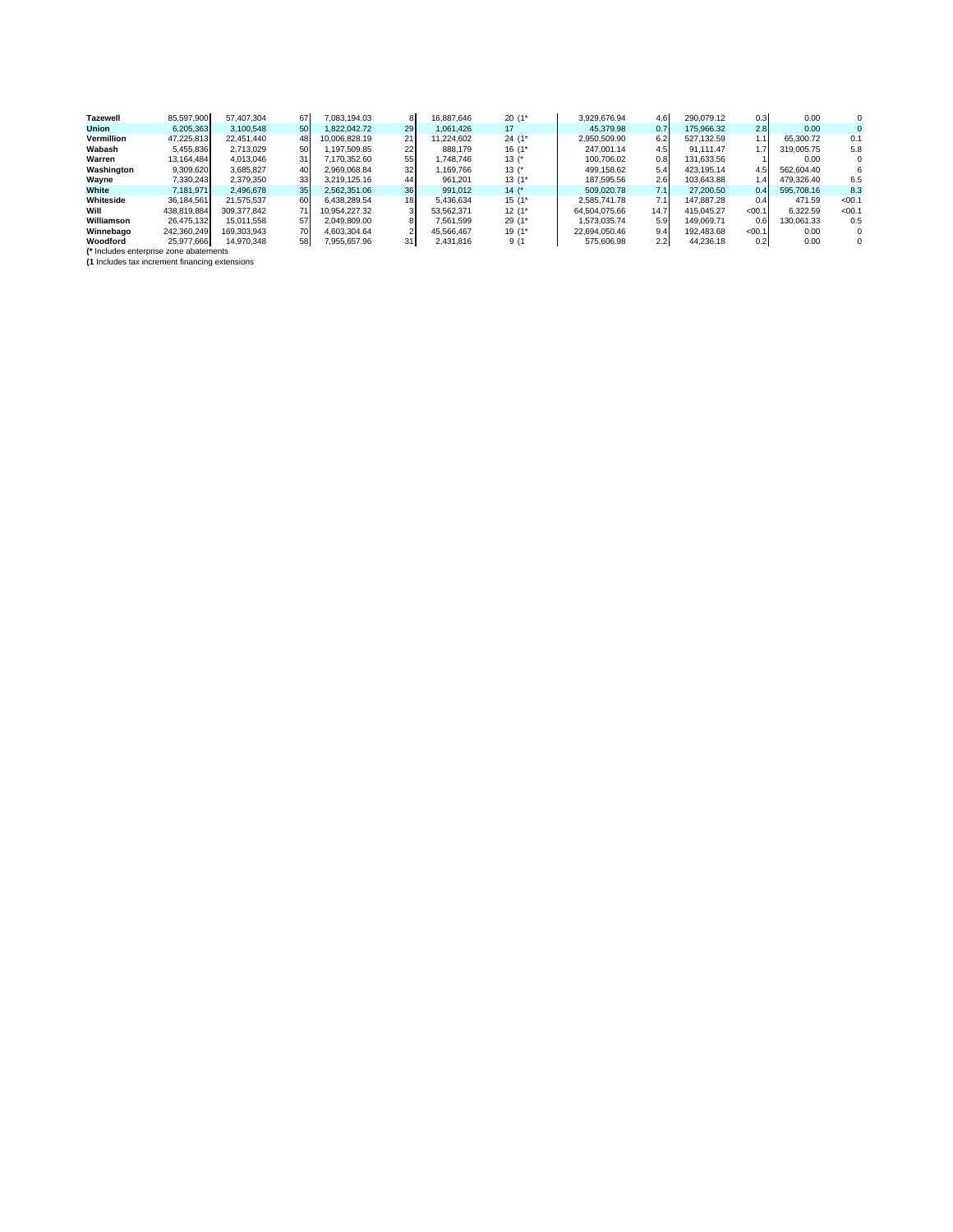| | | | | | | | | | | | | | | |
|---|---|---|---|---|---|---|---|---|---|---|---|---|---|---|
| **Tazewell** | 85,597,900 | 57,407,304 | 67 | 7,083,194.03 | 8 | 16,887,646 | 20 (1* | 3,929,676.94 | 4.6 | 290,079.12 | 0.3 | 0.00 | 0 |
| **Union** | 6,205,363 | 3,100,548 | 50 | 1,822,042.72 | 29 | 1,061,426 | 17 | 45,379.98 | 0.7 | 175,966.32 | 2.8 | 0.00 | 0 |
| **Vermillion** | 47,225,813 | 22,451,440 | 48 | 10,006,828.19 | 21 | 11,224,602 | 24 (1* | 2,950,509.90 | 6.2 | 527,132.59 | 1.1 | 65,300.72 | 0.1 |
| **Wabash** | 5,455,836 | 2,713,029 | 50 | 1,197,509.85 | 22 | 888,179 | 16 (1* | 247,001.14 | 4.5 | 91,111.47 | 1.7 | 319,005.75 | 5.8 |
| **Warren** | 13,164,484 | 4,013,046 | 31 | 7,170,352.60 | 55 | 1,748,746 | 13 (* | 100,706.02 | 0.8 | 131,633.56 | 1 | 0.00 | 0 |
| **Washington** | 9,309,620 | 3,685,827 | 40 | 2,969,068.84 | 32 | 1,169,766 | 13 (* | 499,158.62 | 5.4 | 423,195.14 | 4.5 | 562,604.40 | 6 |
| **Wayne** | 7,330,243 | 2,379,350 | 33 | 3,219,125.16 | 44 | 961,201 | 13 (1* | 187,595.56 | 2.6 | 103,643.88 | 1.4 | 479,326.40 | 6.5 |
| **White** | 7,181,971 | 2,496,678 | 35 | 2,562,351.06 | 36 | 991,012 | 14 (* | 509,020.78 | 7.1 | 27,200.50 | 0.4 | 595,708.16 | 8.3 |
| **Whiteside** | 36,184,561 | 21,575,537 | 60 | 6,438,289.54 | 18 | 5,436,634 | 15 (1* | 2,585,741.78 | 7.1 | 147,887.28 | 0.4 | 471.59 | <00.1 |
| **Will** | 438,819,884 | 309,377,842 | 71 | 10,954,227.32 | 3 | 53,562,371 | 12 (1* | 64,504,075.66 | 14.7 | 415,045.27 | <00.1 | 6,322.59 | <00.1 |
| **Williamson** | 26,475,132 | 15,011,558 | 57 | 2,049,809.00 | 8 | 7,561,599 | 29 (1* | 1,573,035.74 | 5.9 | 149,069.71 | 0.6 | 130,061.33 | 0.5 |
| **Winnebago** | 242,360,249 | 169,303,943 | 70 | 4,603,304.64 | 2 | 45,566,467 | 19 (1* | 22,694,050.46 | 9.4 | 192,483.68 | <00.1 | 0.00 | 0 |
| **Woodford** | 25,977,666 | 14,970,348 | 58 | 7,955,657.96 | 31 | 2,431,816 | 9 (1 | 575,606.98 | 2.2 | 44,236.18 | 0.2 | 0.00 | 0 |

**(*** Includes enterprise zone abatements

**(1** Includes tax increment financing extensions